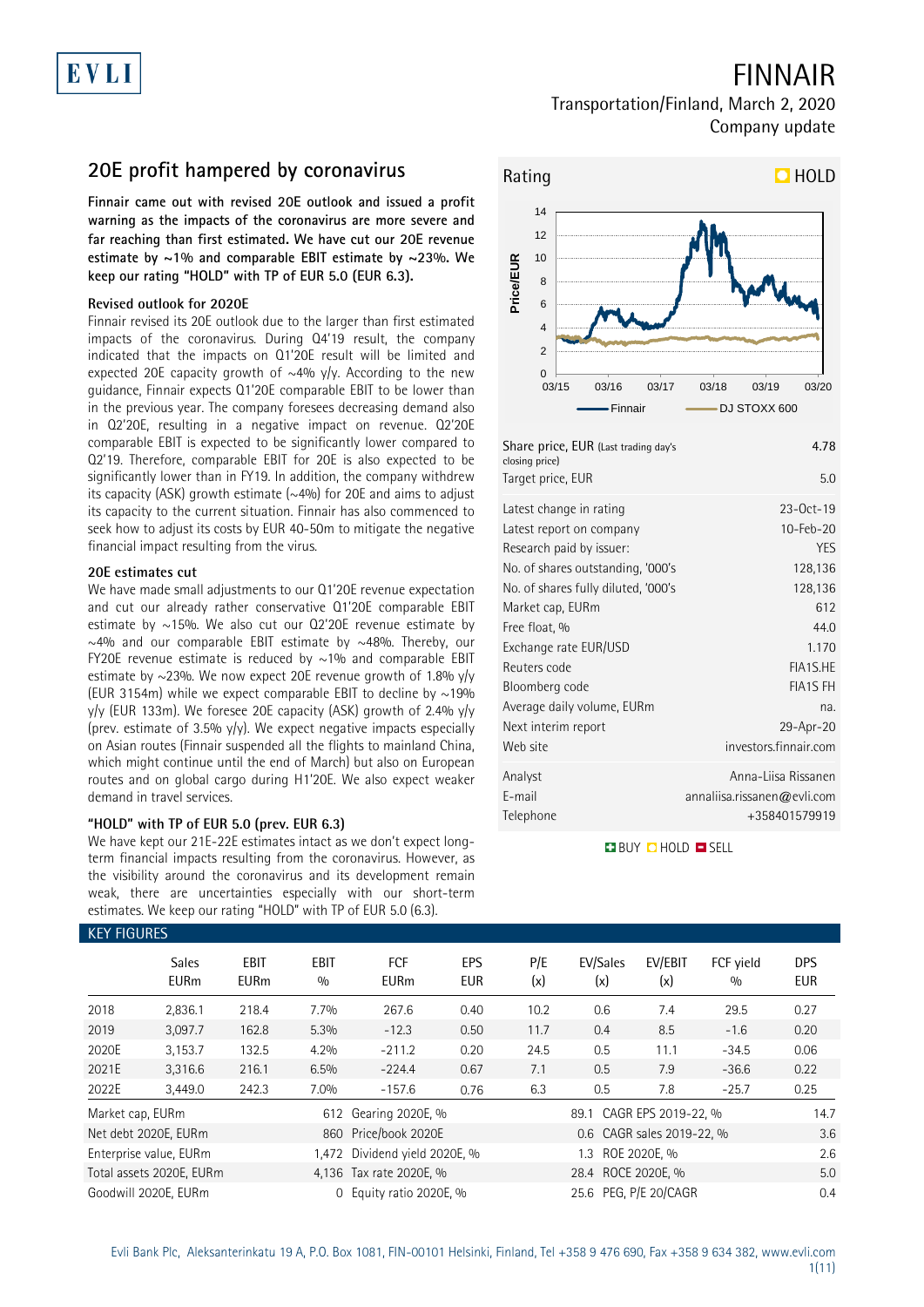# FINNAIR

Transportation/Finland, March 2, 2020

Company update

## 20E profit hampered by coronavirus

**Finnair came out with revised 20E outlook and issued a profit warning as the impacts of the coronavirus are more severe and far reaching than first estimated. We have cut our 20E revenue estimate by ~1% and comparable EBIT estimate by ~23%. We keep our rating "HOLD" with TP of EUR 5.0 (EUR 6.3).**

### Revised outlook for 2020E

Finnair revised its 20E outlook due to the larger than first estimated impacts of the coronavirus. During Q4'19 result, the company indicated that the impacts on Q1'20E result will be limited and expected 20E capacity growth of ~4% y/y. According to the new guidance, Finnair expects Q1'20E comparable EBIT to be lower than in the previous year. The company foresees decreasing demand also in Q2'20E, resulting in a negative impact on revenue. Q2'20E comparable EBIT is expected to be significantly lower compared to Q2'19. Therefore, comparable EBIT for 20E is also expected to be significantly lower than in FY19. In addition, the company withdrew its capacity (ASK) growth estimate (~4%) for 20E and aims to adjust its capacity to the current situation. Finnair has also commenced to seek how to adjust its costs by EUR 40-50m to mitigate the negative financial impact resulting from the virus.

### 20E estimates cut

We have made small adjustments to our Q1'20E revenue expectation and cut our already rather conservative Q1'20E comparable EBIT estimate by ~15%. We also cut our Q2'20E revenue estimate by ~4% and our comparable EBIT estimate by ~48%. Thereby, our FY20E revenue estimate is reduced by ~1% and comparable EBIT estimate by ~23%. We now expect 20E revenue growth of 1.8% y/y (EUR 3154m) while we expect comparable EBIT to decline by ~19% y/y (EUR 133m). We foresee 20E capacity (ASK) growth of 2.4% y/y (prev. estimate of 3.5% y/y). We expect negative impacts especially on Asian routes (Finnair suspended all the flights to mainland China, which might continue until the end of March) but also on European routes and on global cargo during H1'20E. We also expect weaker demand in travel services.

### "HOLD" with TP of EUR 5.0 (prev. EUR 6.3)

We have kept our 21E-22E estimates intact as we don't expect long-term financial impacts resulting from the coronavirus. However, as the visibility around the coronavirus and its development remain weak, there are uncertainties especially with our short-term estimates. We keep our rating "HOLD" with TP of EUR 5.0 (6.3).

**Rating: HOLD**

| | |
|---|---|
| Share price, EUR (Last trading day's closing price) | 4.78 |
| Target price, EUR | 5.0 |
| Latest change in rating | 23-Oct-19 |
| Latest report on company | 10-Feb-20 |
| Research paid by issuer: | YES |
| No. of shares outstanding, '000's | 128,136 |
| No. of shares fully diluted, '000's | 128,136 |
| Market cap, EURm | 612 |
| Free float, % | 44.0 |
| Exchange rate EUR/USD | 1.170 |
| Reuters code | FIA1S.HE |
| Bloomberg code | FIA1S FH |
| Average daily volume, EURm | na. |
| Next interim report | 29-Apr-20 |
| Web site | investors.finnair.com |
| Analyst | Anna-Liisa Rissanen |
| E-mail | annaliisa.rissanen@evli.com |
| Telephone | +358401579919 |

### KEY FIGURES

| | Sales EURm | EBIT EURm | EBIT % | FCF EURm | EPS EUR | P/E (x) | EV/Sales (x) | EV/EBIT (x) | FCF yield % | DPS EUR |
|---|---|---|---|---|---|---|---|---|---|---|
| 2018 | 2,836.1 | 218.4 | 7.7% | 267.6 | 0.40 | 10.2 | 0.6 | 7.4 | 29.5 | 0.27 |
| 2019 | 3,097.7 | 162.8 | 5.3% | -12.3 | 0.50 | 11.7 | 0.4 | 8.5 | -1.6 | 0.20 |
| 2020E | 3,153.7 | 132.5 | 4.2% | -211.2 | 0.20 | 24.5 | 0.5 | 11.1 | -34.5 | 0.06 |
| 2021E | 3,316.6 | 216.1 | 6.5% | -224.4 | 0.67 | 7.1 | 0.5 | 7.9 | -36.6 | 0.22 |
| 2022E | 3,449.0 | 242.3 | 7.0% | -157.6 | 0.76 | 6.3 | 0.5 | 7.8 | -25.7 | 0.25 |

| | | | | | |
|---|---|---|---|---|---|
| Market cap, EURm | 612 | Gearing 2020E, % | 89.1 | CAGR EPS 2019-22, % | 14.7 |
| Net debt 2020E, EURm | 860 | Price/book 2020E | 0.6 | CAGR sales 2019-22, % | 3.6 |
| Enterprise value, EURm | 1,472 | Dividend yield 2020E, % | 1.3 | ROE 2020E, % | 2.6 |
| Total assets 2020E, EURm | 4,136 | Tax rate 2020E, % | 28.4 | ROCE 2020E, % | 5.0 |
| Goodwill 2020E, EURm | 0 | Equity ratio 2020E, % | 25.6 | PEG, P/E 20/CAGR | 0.4 |

Evli Bank Plc, Aleksanterinkatu 19 A, P.O. Box 1081, FIN-00101 Helsinki, Finland, Tel +358 9 476 690, Fax +358 9 634 382, www.evli.com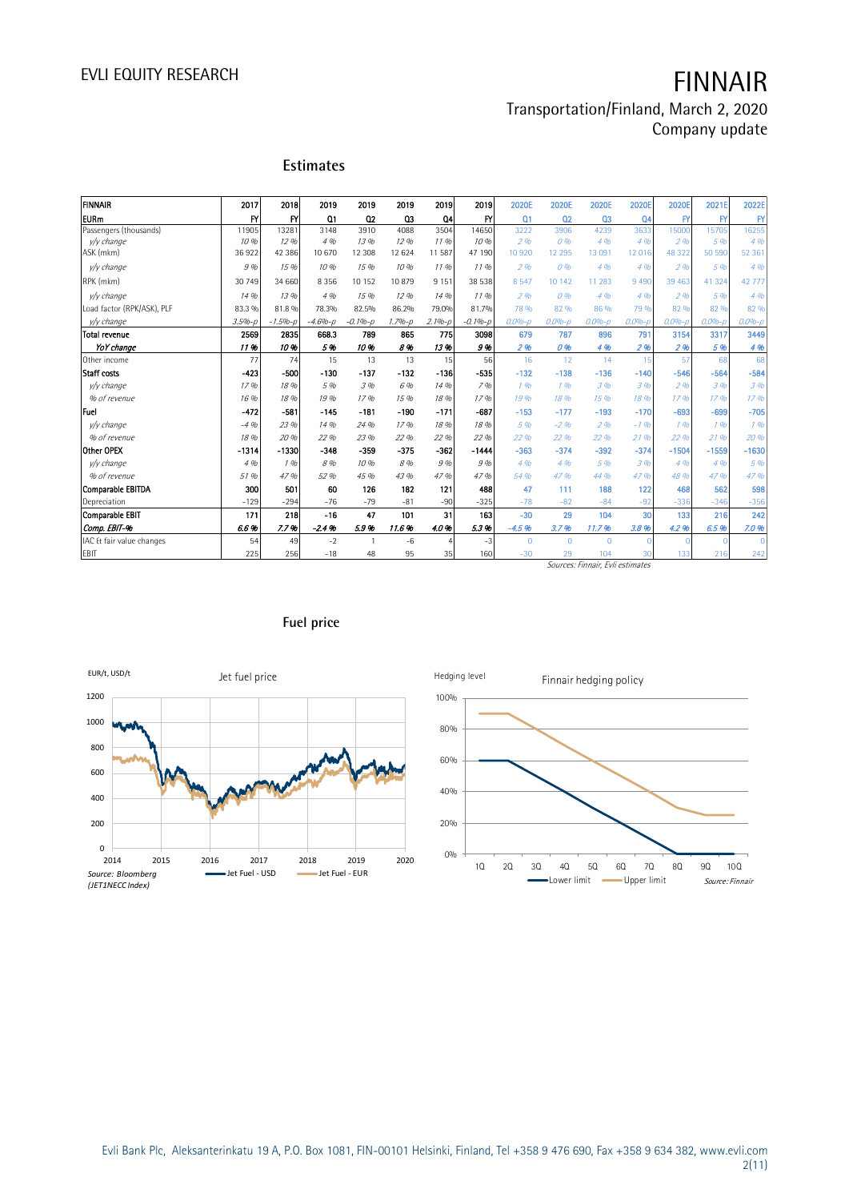## Estimates

| FINNAIR | 2017 | 2018 | 2019 | 2019 | 2019 | 2019 | 2019 | 2020E | 2020E | 2020E | 2020E | 2020E | 2021E | 2022E |
|---|---|---|---|---|---|---|---|---|---|---|---|---|---|---|
| EURm | FY | FY | Q1 | Q2 | Q3 | Q4 | FY | Q1 | Q2 | Q3 | Q4 | FY | FY | FY |
| Passengers (thousands) | 11905 | 13281 | 3148 | 3910 | 4088 | 3504 | 14650 | 3222 | 3906 | 4239 | 3633 | 15000 | 15705 | 16255 |
| *y/y change* | *10 %* | *12 %* | *4 %* | *13 %* | *12 %* | *11 %* | *10 %* | *2 %* | *0 %* | *4 %* | *4 %* | *2 %* | *5 %* | *4 %* |
| ASK (mkm) | 36 922 | 42 386 | 10 670 | 12 308 | 12 624 | 11 587 | 47 190 | 10 920 | 12 295 | 13 091 | 12 016 | 48 322 | 50 590 | 52 361 |
| *y/y change* | *9 %* | *15 %* | *10 %* | *15 %* | *10 %* | *11 %* | *11 %* | *2 %* | *0 %* | *4 %* | *4 %* | *2 %* | *5 %* | *4 %* |
| RPK (mkm) | 30 749 | 34 660 | 8 356 | 10 152 | 10 879 | 9 151 | 38 538 | 8 547 | 10 142 | 11 283 | 9 490 | 39 463 | 41 324 | 42 777 |
| *y/y change* | *14 %* | *13 %* | *4 %* | *15 %* | *12 %* | *14 %* | *11 %* | *2 %* | *0 %* | *4 %* | *4 %* | *2 %* | *5 %* | *4 %* |
| Load factor (RPK/ASK), PLF | 83.3 % | 81.8 % | 78.3% | 82.5% | 86.2% | 79.0% | 81.7% | 78 % | 82 % | 86 % | 79 % | 82 % | 82 % | 82 % |
| *y/y change* | *3.5%-p* | *-1.5%-p* | *-4.6%-p* | *-0.1%-p* | *1.7%-p* | *2.1%-p* | *-0.1%-p* | *0.0%-p* | *0.0%-p* | *0.0%-p* | *0.0%-p* | *0.0%-p* | *0.0%-p* | *0.0%-p* |
| **Total revenue** | **2569** | **2835** | **668.3** | **789** | **865** | **775** | **3098** | **679** | **787** | **896** | **791** | **3154** | **3317** | **3449** |
| ***YoY change*** | ***11 %*** | ***10 %*** | ***5 %*** | ***10 %*** | ***8 %*** | ***13 %*** | ***9 %*** | ***2 %*** | ***0 %*** | ***4 %*** | ***2 %*** | ***2 %*** | ***5 %*** | ***4 %*** |
| Other income | 77 | 74 | 15 | 13 | 13 | 15 | 56 | 16 | 12 | 14 | 15 | 57 | 68 | 68 |
| **Staff costs** | **-423** | **-500** | **-130** | **-137** | **-132** | **-136** | **-535** | **-132** | **-138** | **-136** | **-140** | **-546** | **-564** | **-584** |
| *y/y change* | *17 %* | *18 %* | *5 %* | *3 %* | *6 %* | *14 %* | *7 %* | *1 %* | *1 %* | *3 %* | *3 %* | *2 %* | *3 %* | *3 %* |
| *% of revenue* | *16 %* | *18 %* | *19 %* | *17 %* | *15 %* | *18 %* | *17 %* | *19 %* | *18 %* | *15 %* | *18 %* | *17 %* | *17 %* | *17 %* |
| **Fuel** | **-472** | **-581** | **-145** | **-181** | **-190** | **-171** | **-687** | **-153** | **-177** | **-193** | **-170** | **-693** | **-699** | **-705** |
| *y/y change* | *-4 %* | *23 %* | *14 %* | *24 %* | *17 %* | *18 %* | *18 %* | *5 %* | *-2 %* | *2 %* | *-1 %* | *1 %* | *1 %* | *1 %* |
| *% of revenue* | *18 %* | *20 %* | *22 %* | *23 %* | *22 %* | *22 %* | *22 %* | *22 %* | *22 %* | *22 %* | *21 %* | *22 %* | *21 %* | *20 %* |
| **Other OPEX** | **-1314** | **-1330** | **-348** | **-359** | **-375** | **-362** | **-1444** | **-363** | **-374** | **-392** | **-374** | **-1504** | **-1559** | **-1630** |
| *y/y change* | *4 %* | *1 %* | *8 %* | *10 %* | *8 %* | *9 %* | *9 %* | *4 %* | *4 %* | *5 %* | *3 %* | *4 %* | *4 %* | *5 %* |
| *% of revenue* | *51 %* | *47 %* | *52 %* | *45 %* | *43 %* | *47 %* | *47 %* | *54 %* | *47 %* | *44 %* | *47 %* | *48 %* | *47 %* | *47 %* |
| **Comparable EBITDA** | **300** | **501** | **60** | **126** | **182** | **121** | **488** | **47** | **111** | **188** | **122** | **468** | **562** | **598** |
| Depreciation | -129 | -294 | -76 | -79 | -81 | -90 | -325 | -78 | -82 | -84 | -92 | -336 | -346 | -356 |
| **Comparable EBIT** | **171** | **218** | **-16** | **47** | **101** | **31** | **163** | **-30** | **29** | **104** | **30** | **133** | **216** | **242** |
| ***Comp. EBIT-%*** | ***6.6 %*** | ***7.7 %*** | ***-2.4 %*** | ***5.9 %*** | ***11.6 %*** | ***4.0 %*** | ***5.3 %*** | ***-4.5 %*** | ***3.7 %*** | ***11.7 %*** | ***3.8 %*** | ***4.2 %*** | ***6.5 %*** | ***7.0 %*** |
| IAC & fair value changes | 54 | 49 | -2 | 1 | -6 | 4 | -3 | 0 | 0 | 0 | 0 | 0 | 0 | 0 |
| EBIT | 225 | 256 | -18 | 48 | 95 | 35 | 160 | -30 | 29 | 104 | 30 | 133 | 216 | 242 |

*Sources: Finnair, Evli estimates*

## Fuel price

Jet fuel price

Source: Bloomberg (JET1NECC Index)

Finnair hedging policy

Source: Finnair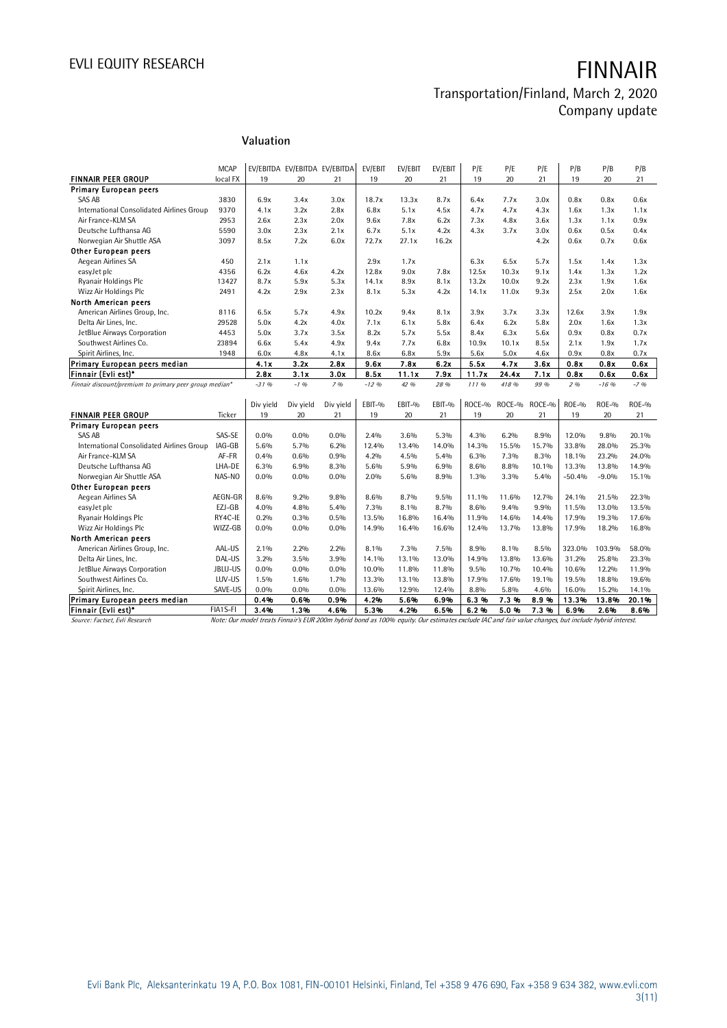## Valuation

| FINNAIR PEER GROUP | MCAP local FX | EV/EBITDA 19 | EV/EBITDA 20 | EV/EBITDA 21 | EV/EBIT 19 | EV/EBIT 20 | EV/EBIT 21 | P/E 19 | P/E 20 | P/E 21 | P/B 19 | P/B 20 | P/B 21 |
|---|---|---|---|---|---|---|---|---|---|---|---|---|---|
| **Primary European peers** | | | | | | | | | | | | | |
| SAS AB | 3830 | 6.9x | 3.4x | 3.0x | 18.7x | 13.3x | 8.7x | 6.4x | 7.7x | 3.0x | 0.8x | 0.8x | 0.6x |
| International Consolidated Airlines Group | 9370 | 4.1x | 3.2x | 2.8x | 6.8x | 5.1x | 4.5x | 4.7x | 4.7x | 4.3x | 1.6x | 1.3x | 1.1x |
| Air France-KLM SA | 2953 | 2.6x | 2.3x | 2.0x | 9.6x | 7.8x | 6.2x | 7.3x | 4.8x | 3.6x | 1.3x | 1.1x | 0.9x |
| Deutsche Lufthansa AG | 5590 | 3.0x | 2.3x | 2.1x | 6.7x | 5.1x | 4.2x | 4.3x | 3.7x | 3.0x | 0.6x | 0.5x | 0.4x |
| Norwegian Air Shuttle ASA | 3097 | 8.5x | 7.2x | 6.0x | 72.7x | 27.1x | 16.2x | | | 4.2x | 0.6x | 0.7x | 0.6x |
| **Other European peers** | | | | | | | | | | | | | |
| Aegean Airlines SA | 450 | 2.1x | 1.1x | | 2.9x | 1.7x | | 6.3x | 6.5x | 5.7x | 1.5x | 1.4x | 1.3x |
| easyJet plc | 4356 | 6.2x | 4.6x | 4.2x | 12.8x | 9.0x | 7.8x | 12.5x | 10.3x | 9.1x | 1.4x | 1.3x | 1.2x |
| Ryanair Holdings Plc | 13427 | 8.7x | 5.9x | 5.3x | 14.1x | 8.9x | 8.1x | 13.2x | 10.0x | 9.2x | 2.3x | 1.9x | 1.6x |
| Wizz Air Holdings Plc | 2491 | 4.2x | 2.9x | 2.3x | 8.1x | 5.3x | 4.2x | 14.1x | 11.0x | 9.3x | 2.5x | 2.0x | 1.6x |
| **North American peers** | | | | | | | | | | | | | |
| American Airlines Group, Inc. | 8116 | 6.5x | 5.7x | 4.9x | 10.2x | 9.4x | 8.1x | 3.9x | 3.7x | 3.3x | 12.6x | 3.9x | 1.9x |
| Delta Air Lines, Inc. | 29528 | 5.0x | 4.2x | 4.0x | 7.1x | 6.1x | 5.8x | 6.4x | 6.2x | 5.8x | 2.0x | 1.6x | 1.3x |
| JetBlue Airways Corporation | 4453 | 5.0x | 3.7x | 3.5x | 8.2x | 5.7x | 5.5x | 8.4x | 6.3x | 5.6x | 0.9x | 0.8x | 0.7x |
| Southwest Airlines Co. | 23894 | 6.6x | 5.4x | 4.9x | 9.4x | 7.7x | 6.8x | 10.9x | 10.1x | 8.5x | 2.1x | 1.9x | 1.7x |
| Spirit Airlines, Inc. | 1948 | 6.0x | 4.8x | 4.1x | 8.6x | 6.8x | 5.9x | 5.6x | 5.0x | 4.6x | 0.9x | 0.8x | 0.7x |
| **Primary European peers median** | | **4.1x** | **3.2x** | **2.8x** | **9.6x** | **7.8x** | **6.2x** | **5.5x** | **4.7x** | **3.6x** | **0.8x** | **0.8x** | **0.6x** |
| **Finnair (Evli est)*** | | **2.8x** | **3.1x** | **3.0x** | **8.5x** | **11.1x** | **7.9x** | **11.7x** | **24.4x** | **7.1x** | **0.8x** | **0.6x** | **0.6x** |
| *Finnair discount/premium to primary peer group median** | | *-31 %* | *-1 %* | *7 %* | *-12 %* | *42 %* | *28 %* | *111 %* | *418 %* | *99 %* | *2 %* | *-16 %* | *-7 %* |

| FINNAIR PEER GROUP | Ticker | Div yield 19 | Div yield 20 | Div yield 21 | EBIT-% 19 | EBIT-% 20 | EBIT-% 21 | ROCE-% 19 | ROCE-% 20 | ROCE-% 21 | ROE-% 19 | ROE-% 20 | ROE-% 21 |
|---|---|---|---|---|---|---|---|---|---|---|---|---|---|
| **Primary European peers** | | | | | | | | | | | | | |
| SAS AB | SAS-SE | 0.0% | 0.0% | 0.0% | 2.4% | 3.6% | 5.3% | 4.3% | 6.2% | 8.9% | 12.0% | 9.8% | 20.1% |
| International Consolidated Airlines Group | IAG-GB | 5.6% | 5.7% | 6.2% | 12.4% | 13.4% | 14.0% | 14.3% | 15.5% | 15.7% | 33.8% | 28.0% | 25.3% |
| Air France-KLM SA | AF-FR | 0.4% | 0.6% | 0.9% | 4.2% | 4.5% | 5.4% | 6.3% | 7.3% | 8.3% | 18.1% | 23.2% | 24.0% |
| Deutsche Lufthansa AG | LHA-DE | 6.3% | 6.9% | 8.3% | 5.6% | 5.9% | 6.9% | 8.6% | 8.8% | 10.1% | 13.3% | 13.8% | 14.9% |
| Norwegian Air Shuttle ASA | NAS-NO | 0.0% | 0.0% | 0.0% | 2.0% | 5.6% | 8.9% | 1.3% | 3.3% | 5.4% | -50.4% | -9.0% | 15.1% |
| **Other European peers** | | | | | | | | | | | | | |
| Aegean Airlines SA | AEGN-GR | 8.6% | 9.2% | 9.8% | 8.6% | 8.7% | 9.5% | 11.1% | 11.6% | 12.7% | 24.1% | 21.5% | 22.3% |
| easyJet plc | EZJ-GB | 4.0% | 4.8% | 5.4% | 7.3% | 8.1% | 8.7% | 8.6% | 9.4% | 9.9% | 11.5% | 13.0% | 13.5% |
| Ryanair Holdings Plc | RY4C-IE | 0.2% | 0.3% | 0.5% | 13.5% | 16.8% | 16.4% | 11.9% | 14.6% | 14.4% | 17.9% | 19.3% | 17.6% |
| Wizz Air Holdings Plc | WIZZ-GB | 0.0% | 0.0% | 0.0% | 14.9% | 16.4% | 16.6% | 12.4% | 13.7% | 13.8% | 17.9% | 18.2% | 16.8% |
| **North American peers** | | | | | | | | | | | | | |
| American Airlines Group, Inc. | AAL-US | 2.1% | 2.2% | 2.2% | 8.1% | 7.3% | 7.5% | 8.9% | 8.1% | 8.5% | 323.0% | 103.9% | 58.0% |
| Delta Air Lines, Inc. | DAL-US | 3.2% | 3.5% | 3.9% | 14.1% | 13.1% | 13.0% | 14.9% | 13.8% | 13.6% | 31.2% | 25.8% | 23.3% |
| JetBlue Airways Corporation | JBLU-US | 0.0% | 0.0% | 0.0% | 10.0% | 11.8% | 11.8% | 9.5% | 10.7% | 10.4% | 10.6% | 12.2% | 11.9% |
| Southwest Airlines Co. | LUV-US | 1.5% | 1.6% | 1.7% | 13.3% | 13.1% | 13.8% | 17.9% | 17.6% | 19.1% | 19.5% | 18.8% | 19.6% |
| Spirit Airlines, Inc. | SAVE-US | 0.0% | 0.0% | 0.0% | 13.6% | 12.9% | 12.4% | 8.8% | 5.8% | 4.6% | 16.0% | 15.2% | 14.1% |
| **Primary European peers median** | | **0.4%** | **0.6%** | **0.9%** | **4.2%** | **5.6%** | **6.9%** | **6.3 %** | **7.3 %** | **8.9 %** | **13.3%** | **13.8%** | **20.1%** |
| **Finnair (Evli est)*** | FIA1S-FI | **3.4%** | **1.3%** | **4.6%** | **5.3%** | **4.2%** | **6.5%** | **6.2 %** | **5.0 %** | **7.3 %** | **6.9%** | **2.6%** | **8.6%** |

*Source: Factset, Evli Research*

*Note: Our model treats Finnair's EUR 200m hybrid bond as 100% equity. Our estimates exclude IAC and fair value changes, but include hybrid interest.*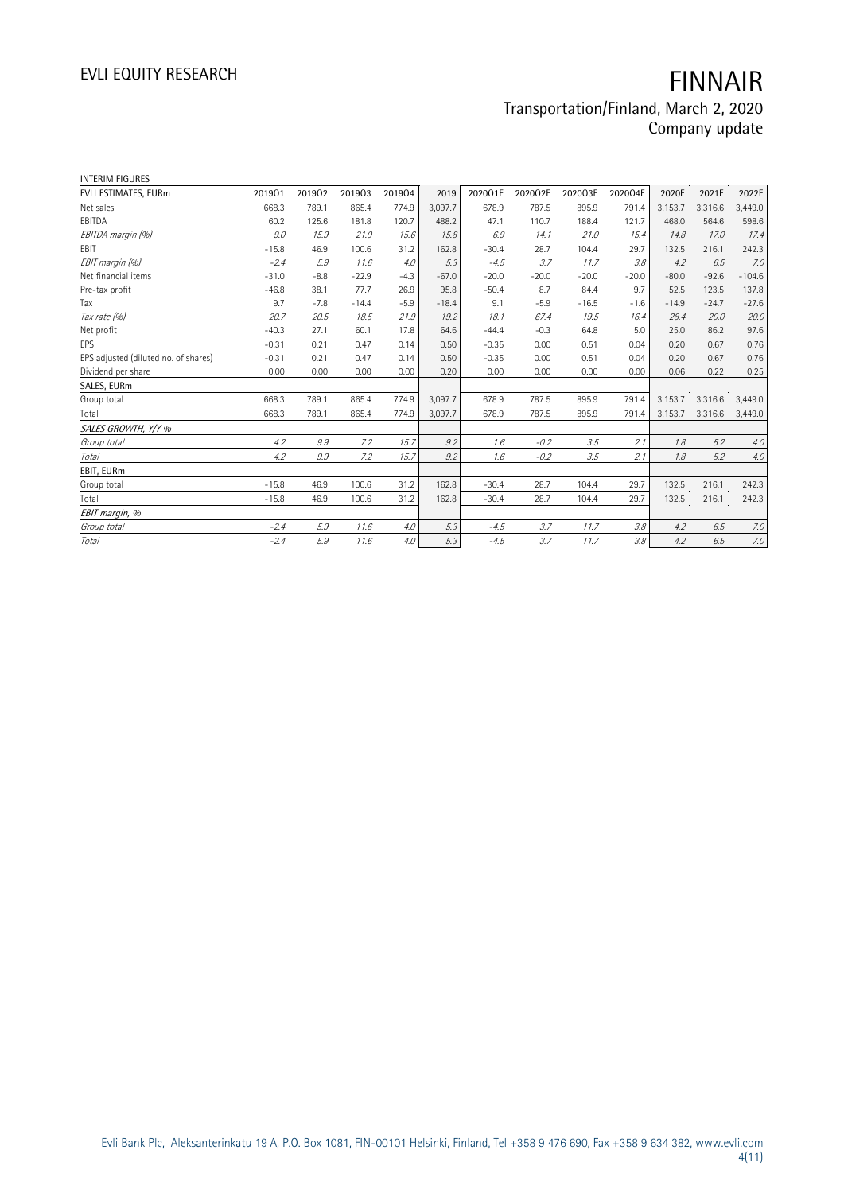INTERIM FIGURES

| EVLI ESTIMATES, EURm | 2019Q1 | 2019Q2 | 2019Q3 | 2019Q4 | 2019 | 2020Q1E | 2020Q2E | 2020Q3E | 2020Q4E | 2020E | 2021E | 2022E |
|---|---|---|---|---|---|---|---|---|---|---|---|---|
| Net sales | 668.3 | 789.1 | 865.4 | 774.9 | 3,097.7 | 678.9 | 787.5 | 895.9 | 791.4 | 3,153.7 | 3,316.6 | 3,449.0 |
| EBITDA | 60.2 | 125.6 | 181.8 | 120.7 | 488.2 | 47.1 | 110.7 | 188.4 | 121.7 | 468.0 | 564.6 | 598.6 |
| *EBITDA margin (%)* | *9.0* | *15.9* | *21.0* | *15.6* | *15.8* | *6.9* | *14.1* | *21.0* | *15.4* | *14.8* | *17.0* | *17.4* |
| EBIT | -15.8 | 46.9 | 100.6 | 31.2 | 162.8 | -30.4 | 28.7 | 104.4 | 29.7 | 132.5 | 216.1 | 242.3 |
| *EBIT margin (%)* | *-2.4* | *5.9* | *11.6* | *4.0* | *5.3* | *-4.5* | *3.7* | *11.7* | *3.8* | *4.2* | *6.5* | *7.0* |
| Net financial items | -31.0 | -8.8 | -22.9 | -4.3 | -67.0 | -20.0 | -20.0 | -20.0 | -20.0 | -80.0 | -92.6 | -104.6 |
| Pre-tax profit | -46.8 | 38.1 | 77.7 | 26.9 | 95.8 | -50.4 | 8.7 | 84.4 | 9.7 | 52.5 | 123.5 | 137.8 |
| Tax | 9.7 | -7.8 | -14.4 | -5.9 | -18.4 | 9.1 | -5.9 | -16.5 | -1.6 | -14.9 | -24.7 | -27.6 |
| *Tax rate (%)* | *20.7* | *20.5* | *18.5* | *21.9* | *19.2* | *18.1* | *67.4* | *19.5* | *16.4* | *28.4* | *20.0* | *20.0* |
| Net profit | -40.3 | 27.1 | 60.1 | 17.8 | 64.6 | -44.4 | -0.3 | 64.8 | 5.0 | 25.0 | 86.2 | 97.6 |
| EPS | -0.31 | 0.21 | 0.47 | 0.14 | 0.50 | -0.35 | 0.00 | 0.51 | 0.04 | 0.20 | 0.67 | 0.76 |
| EPS adjusted (diluted no. of shares) | -0.31 | 0.21 | 0.47 | 0.14 | 0.50 | -0.35 | 0.00 | 0.51 | 0.04 | 0.20 | 0.67 | 0.76 |
| Dividend per share | 0.00 | 0.00 | 0.00 | 0.00 | 0.20 | 0.00 | 0.00 | 0.00 | 0.00 | 0.06 | 0.22 | 0.25 |
| SALES, EURm | | | | | | | | | | | | |
| Group total | 668.3 | 789.1 | 865.4 | 774.9 | 3,097.7 | 678.9 | 787.5 | 895.9 | 791.4 | 3,153.7 | 3,316.6 | 3,449.0 |
| Total | 668.3 | 789.1 | 865.4 | 774.9 | 3,097.7 | 678.9 | 787.5 | 895.9 | 791.4 | 3,153.7 | 3,316.6 | 3,449.0 |
| *SALES GROWTH, Y/Y %* | | | | | | | | | | | | |
| *Group total* | *4.2* | *9.9* | *7.2* | *15.7* | *9.2* | *1.6* | *-0.2* | *3.5* | *2.1* | *1.8* | *5.2* | *4.0* |
| *Total* | *4.2* | *9.9* | *7.2* | *15.7* | *9.2* | *1.6* | *-0.2* | *3.5* | *2.1* | *1.8* | *5.2* | *4.0* |
| EBIT, EURm | | | | | | | | | | | | |
| Group total | -15.8 | 46.9 | 100.6 | 31.2 | 162.8 | -30.4 | 28.7 | 104.4 | 29.7 | 132.5 | 216.1 | 242.3 |
| Total | -15.8 | 46.9 | 100.6 | 31.2 | 162.8 | -30.4 | 28.7 | 104.4 | 29.7 | 132.5 | 216.1 | 242.3 |
| *EBIT margin, %* | | | | | | | | | | | | |
| *Group total* | *-2.4* | *5.9* | *11.6* | *4.0* | *5.3* | *-4.5* | *3.7* | *11.7* | *3.8* | *4.2* | *6.5* | *7.0* |
| *Total* | *-2.4* | *5.9* | *11.6* | *4.0* | *5.3* | *-4.5* | *3.7* | *11.7* | *3.8* | *4.2* | *6.5* | *7.0* |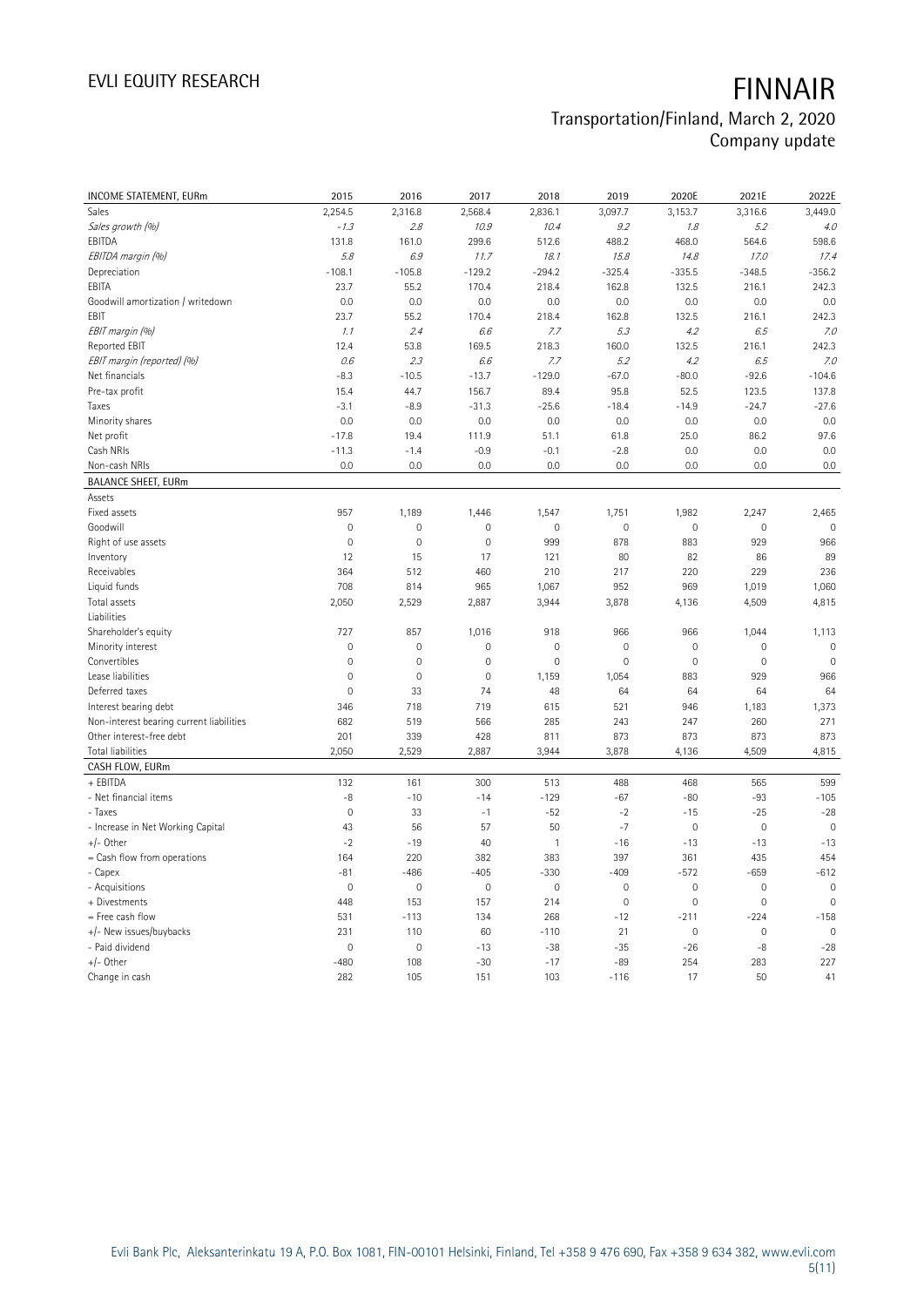| INCOME STATEMENT, EURm | 2015 | 2016 | 2017 | 2018 | 2019 | 2020E | 2021E | 2022E |
|---|---|---|---|---|---|---|---|---|
| Sales | 2,254.5 | 2,316.8 | 2,568.4 | 2,836.1 | 3,097.7 | 3,153.7 | 3,316.6 | 3,449.0 |
| *Sales growth (%)* | *-1.3* | *2.8* | *10.9* | *10.4* | *9.2* | *1.8* | *5.2* | *4.0* |
| EBITDA | 131.8 | 161.0 | 299.6 | 512.6 | 488.2 | 468.0 | 564.6 | 598.6 |
| *EBITDA margin (%)* | *5.8* | *6.9* | *11.7* | *18.1* | *15.8* | *14.8* | *17.0* | *17.4* |
| Depreciation | -108.1 | -105.8 | -129.2 | -294.2 | -325.4 | -335.5 | -348.5 | -356.2 |
| EBITA | 23.7 | 55.2 | 170.4 | 218.4 | 162.8 | 132.5 | 216.1 | 242.3 |
| Goodwill amortization / writedown | 0.0 | 0.0 | 0.0 | 0.0 | 0.0 | 0.0 | 0.0 | 0.0 |
| EBIT | 23.7 | 55.2 | 170.4 | 218.4 | 162.8 | 132.5 | 216.1 | 242.3 |
| *EBIT margin (%)* | *1.1* | *2.4* | *6.6* | *7.7* | *5.3* | *4.2* | *6.5* | *7.0* |
| Reported EBIT | 12.4 | 53.8 | 169.5 | 218.3 | 160.0 | 132.5 | 216.1 | 242.3 |
| *EBIT margin (reported) (%)* | *0.6* | *2.3* | *6.6* | *7.7* | *5.2* | *4.2* | *6.5* | *7.0* |
| Net financials | -8.3 | -10.5 | -13.7 | -129.0 | -67.0 | -80.0 | -92.6 | -104.6 |
| Pre-tax profit | 15.4 | 44.7 | 156.7 | 89.4 | 95.8 | 52.5 | 123.5 | 137.8 |
| Taxes | -3.1 | -8.9 | -31.3 | -25.6 | -18.4 | -14.9 | -24.7 | -27.6 |
| Minority shares | 0.0 | 0.0 | 0.0 | 0.0 | 0.0 | 0.0 | 0.0 | 0.0 |
| Net profit | -17.8 | 19.4 | 111.9 | 51.1 | 61.8 | 25.0 | 86.2 | 97.6 |
| Cash NRIs | -11.3 | -1.4 | -0.9 | -0.1 | -2.8 | 0.0 | 0.0 | 0.0 |
| Non-cash NRIs | 0.0 | 0.0 | 0.0 | 0.0 | 0.0 | 0.0 | 0.0 | 0.0 |
| **BALANCE SHEET, EURm** | | | | | | | | |
| Assets | | | | | | | | |
| Fixed assets | 957 | 1,189 | 1,446 | 1,547 | 1,751 | 1,982 | 2,247 | 2,465 |
| Goodwill | 0 | 0 | 0 | 0 | 0 | 0 | 0 | 0 |
| Right of use assets | 0 | 0 | 0 | 999 | 878 | 883 | 929 | 966 |
| Inventory | 12 | 15 | 17 | 121 | 80 | 82 | 86 | 89 |
| Receivables | 364 | 512 | 460 | 210 | 217 | 220 | 229 | 236 |
| Liquid funds | 708 | 814 | 965 | 1,067 | 952 | 969 | 1,019 | 1,060 |
| Total assets | 2,050 | 2,529 | 2,887 | 3,944 | 3,878 | 4,136 | 4,509 | 4,815 |
| Liabilities | | | | | | | | |
| Shareholder's equity | 727 | 857 | 1,016 | 918 | 966 | 966 | 1,044 | 1,113 |
| Minority interest | 0 | 0 | 0 | 0 | 0 | 0 | 0 | 0 |
| Convertibles | 0 | 0 | 0 | 0 | 0 | 0 | 0 | 0 |
| Lease liabilities | 0 | 0 | 0 | 1,159 | 1,054 | 883 | 929 | 966 |
| Deferred taxes | 0 | 33 | 74 | 48 | 64 | 64 | 64 | 64 |
| Interest bearing debt | 346 | 718 | 719 | 615 | 521 | 946 | 1,183 | 1,373 |
| Non-interest bearing current liabilities | 682 | 519 | 566 | 285 | 243 | 247 | 260 | 271 |
| Other interest-free debt | 201 | 339 | 428 | 811 | 873 | 873 | 873 | 873 |
| Total liabilities | 2,050 | 2,529 | 2,887 | 3,944 | 3,878 | 4,136 | 4,509 | 4,815 |
| **CASH FLOW, EURm** | | | | | | | | |
| + EBITDA | 132 | 161 | 300 | 513 | 488 | 468 | 565 | 599 |
| - Net financial items | -8 | -10 | -14 | -129 | -67 | -80 | -93 | -105 |
| - Taxes | 0 | 33 | -1 | -52 | -2 | -15 | -25 | -28 |
| - Increase in Net Working Capital | 43 | 56 | 57 | 50 | -7 | 0 | 0 | 0 |
| +/- Other | -2 | -19 | 40 | 1 | -16 | -13 | -13 | -13 |
| = Cash flow from operations | 164 | 220 | 382 | 383 | 397 | 361 | 435 | 454 |
| - Capex | -81 | -486 | -405 | -330 | -409 | -572 | -659 | -612 |
| - Acquisitions | 0 | 0 | 0 | 0 | 0 | 0 | 0 | 0 |
| + Divestments | 448 | 153 | 157 | 214 | 0 | 0 | 0 | 0 |
| = Free cash flow | 531 | -113 | 134 | 268 | -12 | -211 | -224 | -158 |
| +/- New issues/buybacks | 231 | 110 | 60 | -110 | 21 | 0 | 0 | 0 |
| - Paid dividend | 0 | 0 | -13 | -38 | -35 | -26 | -8 | -28 |
| +/- Other | -480 | 108 | -30 | -17 | -89 | 254 | 283 | 227 |
| Change in cash | 282 | 105 | 151 | 103 | -116 | 17 | 50 | 41 |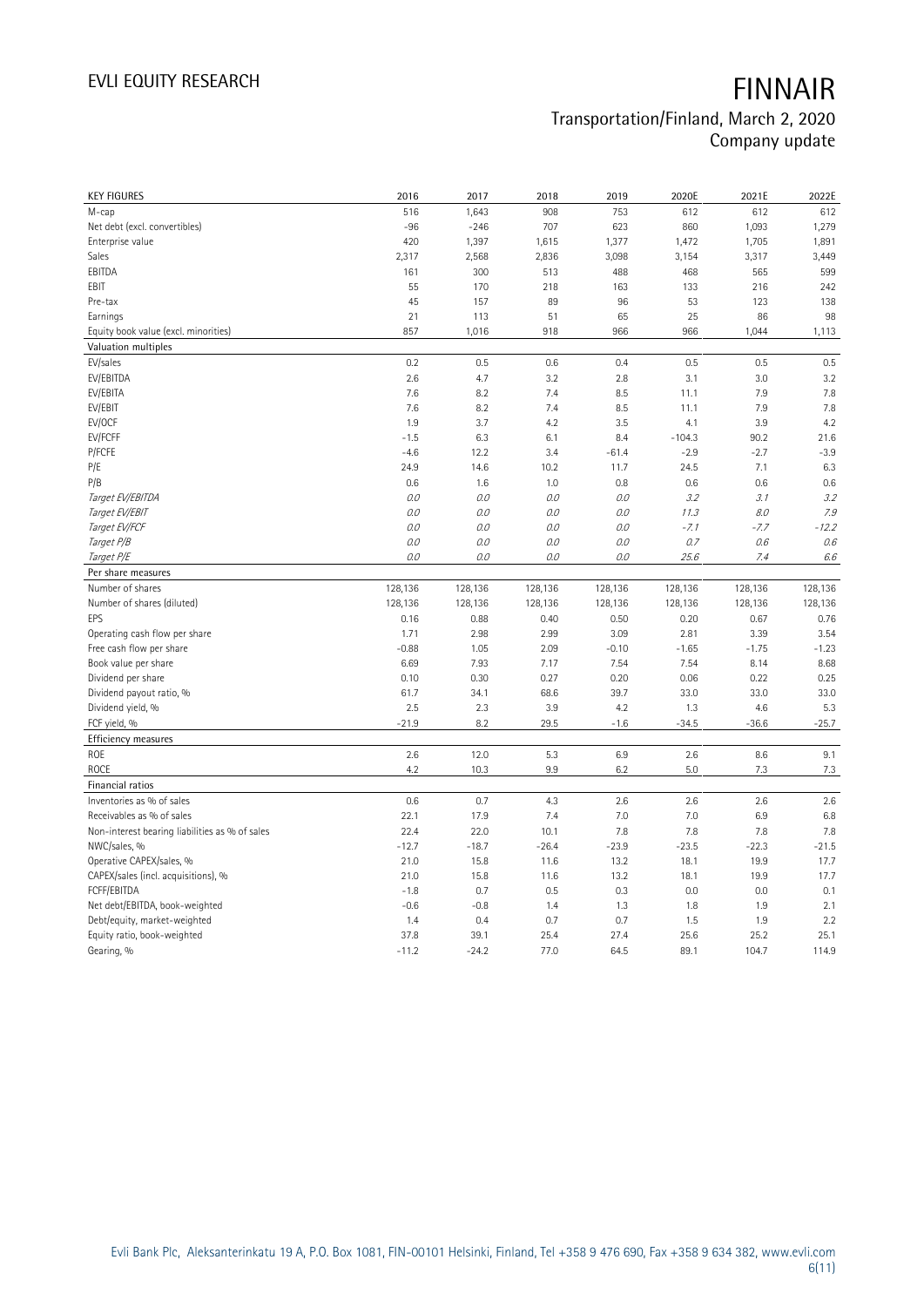# FINNAIR

## Transportation/Finland, March 2, 2020
Company update

| KEY FIGURES | 2016 | 2017 | 2018 | 2019 | 2020E | 2021E | 2022E |
|---|---|---|---|---|---|---|---|
| M-cap | 516 | 1,643 | 908 | 753 | 612 | 612 | 612 |
| Net debt (excl. convertibles) | -96 | -246 | 707 | 623 | 860 | 1,093 | 1,279 |
| Enterprise value | 420 | 1,397 | 1,615 | 1,377 | 1,472 | 1,705 | 1,891 |
| Sales | 2,317 | 2,568 | 2,836 | 3,098 | 3,154 | 3,317 | 3,449 |
| EBITDA | 161 | 300 | 513 | 488 | 468 | 565 | 599 |
| EBIT | 55 | 170 | 218 | 163 | 133 | 216 | 242 |
| Pre-tax | 45 | 157 | 89 | 96 | 53 | 123 | 138 |
| Earnings | 21 | 113 | 51 | 65 | 25 | 86 | 98 |
| Equity book value (excl. minorities) | 857 | 1,016 | 918 | 966 | 966 | 1,044 | 1,113 |
| **Valuation multiples** | | | | | | | |
| EV/sales | 0.2 | 0.5 | 0.6 | 0.4 | 0.5 | 0.5 | 0.5 |
| EV/EBITDA | 2.6 | 4.7 | 3.2 | 2.8 | 3.1 | 3.0 | 3.2 |
| EV/EBITA | 7.6 | 8.2 | 7.4 | 8.5 | 11.1 | 7.9 | 7.8 |
| EV/EBIT | 7.6 | 8.2 | 7.4 | 8.5 | 11.1 | 7.9 | 7.8 |
| EV/OCF | 1.9 | 3.7 | 4.2 | 3.5 | 4.1 | 3.9 | 4.2 |
| EV/FCFF | -1.5 | 6.3 | 6.1 | 8.4 | -104.3 | 90.2 | 21.6 |
| P/FCFE | -4.6 | 12.2 | 3.4 | -61.4 | -2.9 | -2.7 | -3.9 |
| P/E | 24.9 | 14.6 | 10.2 | 11.7 | 24.5 | 7.1 | 6.3 |
| P/B | 0.6 | 1.6 | 1.0 | 0.8 | 0.6 | 0.6 | 0.6 |
| *Target EV/EBITDA* | *0.0* | *0.0* | *0.0* | *0.0* | *3.2* | *3.1* | *3.2* |
| *Target EV/EBIT* | *0.0* | *0.0* | *0.0* | *0.0* | *11.3* | *8.0* | *7.9* |
| *Target EV/FCF* | *0.0* | *0.0* | *0.0* | *0.0* | *-7.1* | *-7.7* | *-12.2* |
| *Target P/B* | *0.0* | *0.0* | *0.0* | *0.0* | *0.7* | *0.6* | *0.6* |
| *Target P/E* | *0.0* | *0.0* | *0.0* | *0.0* | *25.6* | *7.4* | *6.6* |
| **Per share measures** | | | | | | | |
| Number of shares | 128,136 | 128,136 | 128,136 | 128,136 | 128,136 | 128,136 | 128,136 |
| Number of shares (diluted) | 128,136 | 128,136 | 128,136 | 128,136 | 128,136 | 128,136 | 128,136 |
| EPS | 0.16 | 0.88 | 0.40 | 0.50 | 0.20 | 0.67 | 0.76 |
| Operating cash flow per share | 1.71 | 2.98 | 2.99 | 3.09 | 2.81 | 3.39 | 3.54 |
| Free cash flow per share | -0.88 | 1.05 | 2.09 | -0.10 | -1.65 | -1.75 | -1.23 |
| Book value per share | 6.69 | 7.93 | 7.17 | 7.54 | 7.54 | 8.14 | 8.68 |
| Dividend per share | 0.10 | 0.30 | 0.27 | 0.20 | 0.06 | 0.22 | 0.25 |
| Dividend payout ratio, % | 61.7 | 34.1 | 68.6 | 39.7 | 33.0 | 33.0 | 33.0 |
| Dividend yield, % | 2.5 | 2.3 | 3.9 | 4.2 | 1.3 | 4.6 | 5.3 |
| FCF yield, % | -21.9 | 8.2 | 29.5 | -1.6 | -34.5 | -36.6 | -25.7 |
| **Efficiency measures** | | | | | | | |
| ROE | 2.6 | 12.0 | 5.3 | 6.9 | 2.6 | 8.6 | 9.1 |
| ROCE | 4.2 | 10.3 | 9.9 | 6.2 | 5.0 | 7.3 | 7.3 |
| **Financial ratios** | | | | | | | |
| Inventories as % of sales | 0.6 | 0.7 | 4.3 | 2.6 | 2.6 | 2.6 | 2.6 |
| Receivables as % of sales | 22.1 | 17.9 | 7.4 | 7.0 | 7.0 | 6.9 | 6.8 |
| Non-interest bearing liabilities as % of sales | 22.4 | 22.0 | 10.1 | 7.8 | 7.8 | 7.8 | 7.8 |
| NWC/sales, % | -12.7 | -18.7 | -26.4 | -23.9 | -23.5 | -22.3 | -21.5 |
| Operative CAPEX/sales, % | 21.0 | 15.8 | 11.6 | 13.2 | 18.1 | 19.9 | 17.7 |
| CAPEX/sales (incl. acquisitions), % | 21.0 | 15.8 | 11.6 | 13.2 | 18.1 | 19.9 | 17.7 |
| FCFF/EBITDA | -1.8 | 0.7 | 0.5 | 0.3 | 0.0 | 0.0 | 0.1 |
| Net debt/EBITDA, book-weighted | -0.6 | -0.8 | 1.4 | 1.3 | 1.8 | 1.9 | 2.1 |
| Debt/equity, market-weighted | 1.4 | 0.4 | 0.7 | 0.7 | 1.5 | 1.9 | 2.2 |
| Equity ratio, book-weighted | 37.8 | 39.1 | 25.4 | 27.4 | 25.6 | 25.2 | 25.1 |
| Gearing, % | -11.2 | -24.2 | 77.0 | 64.5 | 89.1 | 104.7 | 114.9 |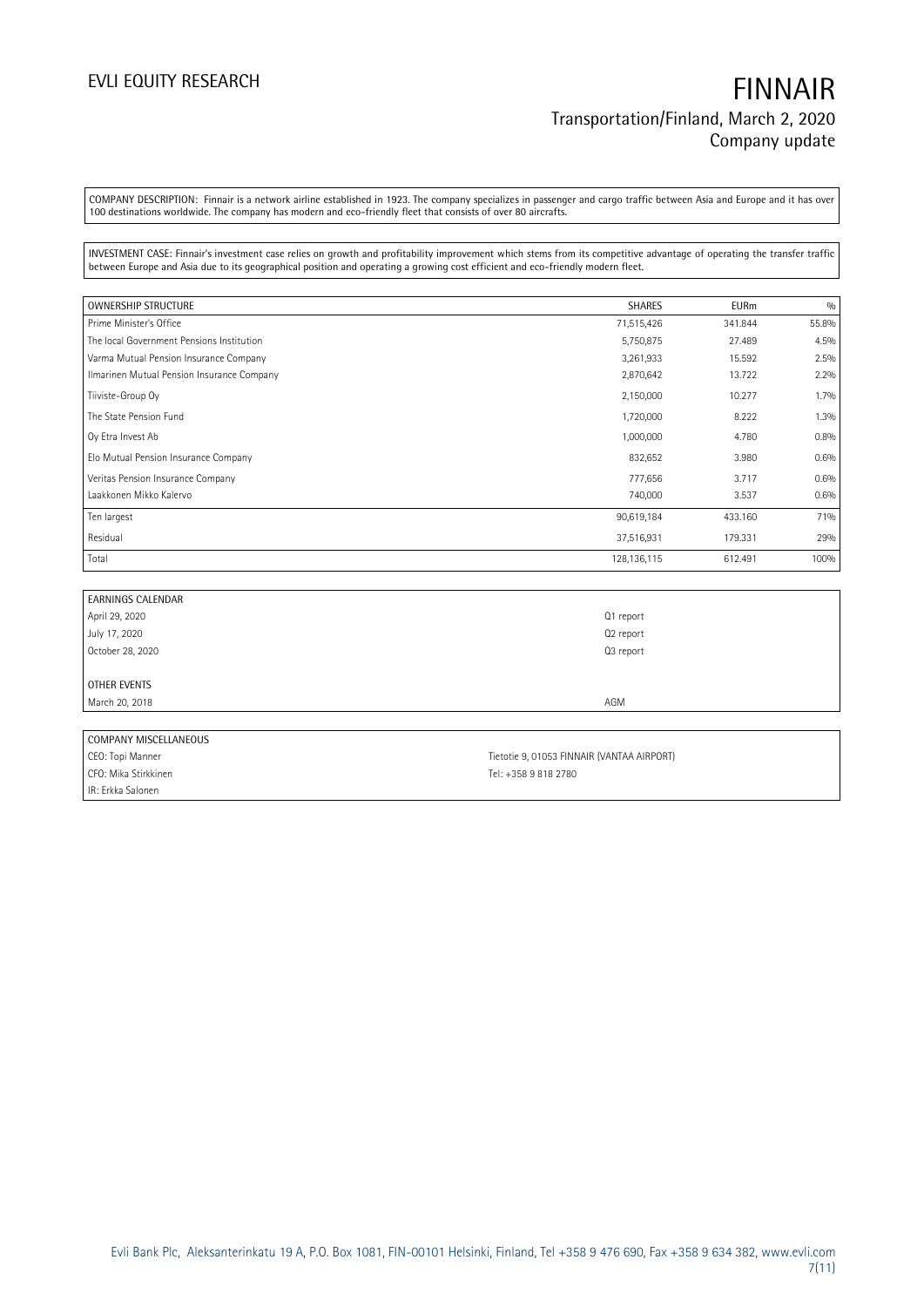COMPANY DESCRIPTION: Finnair is a network airline established in 1923. The company specializes in passenger and cargo traffic between Asia and Europe and it has over 100 destinations worldwide. The company has modern and eco-friendly fleet that consists of over 80 aircrafts.

INVESTMENT CASE: Finnair's investment case relies on growth and profitability improvement which stems from its competitive advantage of operating the transfer traffic between Europe and Asia due to its geographical position and operating a growing cost efficient and eco-friendly modern fleet.

| OWNERSHIP STRUCTURE | SHARES | EURm | % |
|---|---|---|---|
| Prime Minister's Office | 71,515,426 | 341.844 | 55.8% |
| The local Government Pensions Institution | 5,750,875 | 27.489 | 4.5% |
| Varma Mutual Pension Insurance Company | 3,261,933 | 15.592 | 2.5% |
| Ilmarinen Mutual Pension Insurance Company | 2,870,642 | 13.722 | 2.2% |
| Tiiviste-Group Oy | 2,150,000 | 10.277 | 1.7% |
| The State Pension Fund | 1,720,000 | 8.222 | 1.3% |
| Oy Etra Invest Ab | 1,000,000 | 4.780 | 0.8% |
| Elo Mutual Pension Insurance Company | 832,652 | 3.980 | 0.6% |
| Veritas Pension Insurance Company | 777,656 | 3.717 | 0.6% |
| Laakkonen Mikko Kalervo | 740,000 | 3.537 | 0.6% |
| Ten largest | 90,619,184 | 433.160 | 71% |
| Residual | 37,516,931 | 179.331 | 29% |
| Total | 128,136,115 | 612.491 | 100% |

| EARNINGS CALENDAR | |
|---|---|
| April 29, 2020 | Q1 report |
| July 17, 2020 | Q2 report |
| October 28, 2020 | Q3 report |
| | |
| OTHER EVENTS | |
| March 20, 2018 | AGM |

| COMPANY MISCELLANEOUS | |
|---|---|
| CEO: Topi Manner | Tietotie 9, 01053 FINNAIR (VANTAA AIRPORT) |
| CFO: Mika Stirkkinen | Tel: +358 9 818 2780 |
| IR: Erkka Salonen | |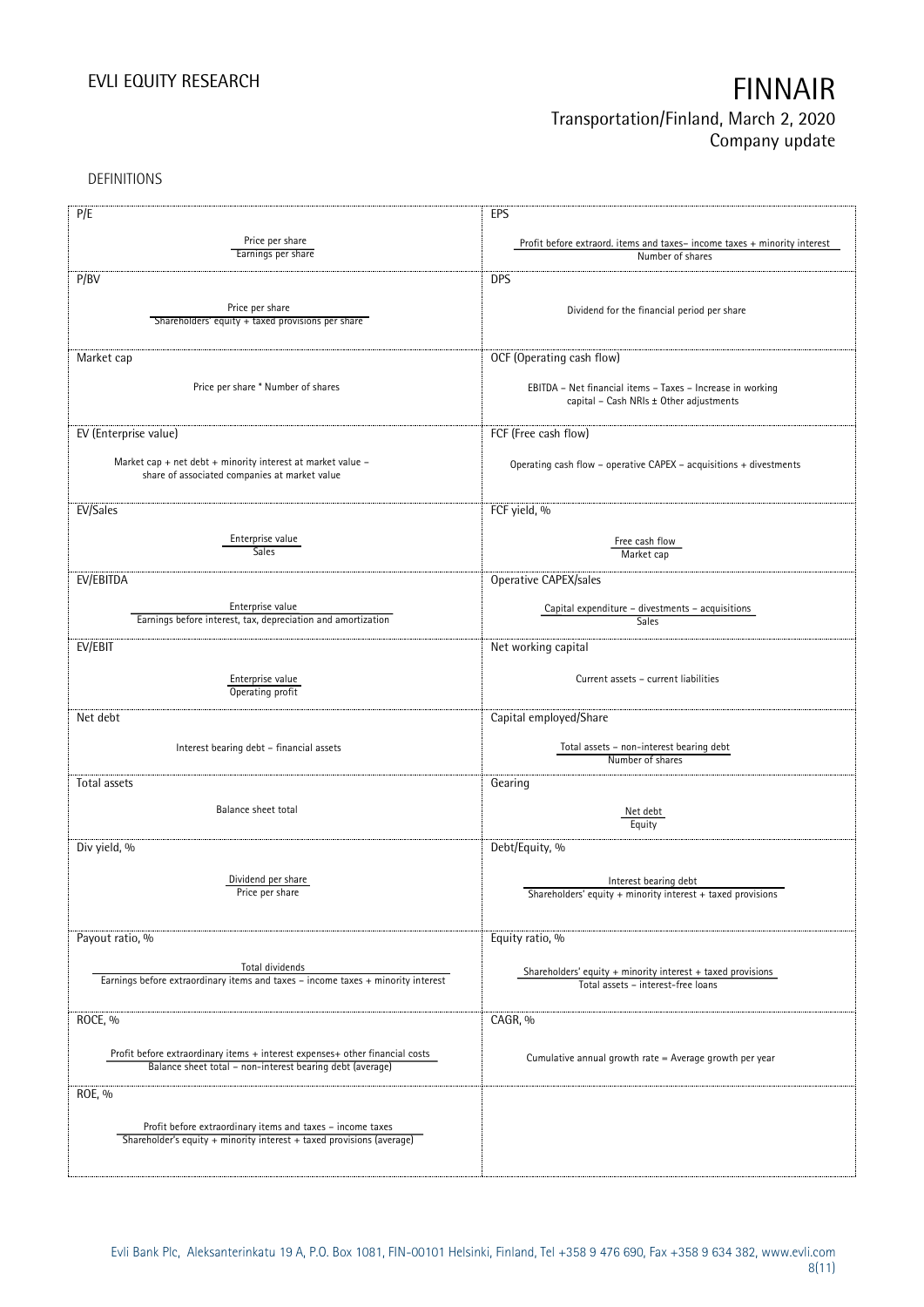DEFINITIONS

| | |
|---|---|
| **P/E** | **EPS** |
| $\frac{\text{Price per share}}{\text{Earnings per share}}$ | $\frac{\text{Profit before extraord. items and taxes – income taxes + minority interest}}{\text{Number of shares}}$ |
| **P/BV** | **DPS** |
| $\frac{\text{Price per share}}{\text{Shareholders' equity + taxed provisions per share}}$ | Dividend for the financial period per share |
| **Market cap** | **OCF (Operating cash flow)** |
| Price per share * Number of shares | EBITDA – Net financial items – Taxes – Increase in working capital – Cash NRIs ± Other adjustments |
| **EV (Enterprise value)** | **FCF (Free cash flow)** |
| Market cap + net debt + minority interest at market value – share of associated companies at market value | Operating cash flow – operative CAPEX – acquisitions + divestments |
| **EV/Sales** | **FCF yield, %** |
| $\frac{\text{Enterprise value}}{\text{Sales}}$ | $\frac{\text{Free cash flow}}{\text{Market cap}}$ |
| **EV/EBITDA** | **Operative CAPEX/sales** |
| $\frac{\text{Enterprise value}}{\text{Earnings before interest, tax, depreciation and amortization}}$ | $\frac{\text{Capital expenditure – divestments – acquisitions}}{\text{Sales}}$ |
| **EV/EBIT** | **Net working capital** |
| $\frac{\text{Enterprise value}}{\text{Operating profit}}$ | Current assets – current liabilities |
| **Net debt** | **Capital employed/Share** |
| Interest bearing debt – financial assets | $\frac{\text{Total assets – non-interest bearing debt}}{\text{Number of shares}}$ |
| **Total assets** | **Gearing** |
| Balance sheet total | $\frac{\text{Net debt}}{\text{Equity}}$ |
| **Div yield, %** | **Debt/Equity, %** |
| $\frac{\text{Dividend per share}}{\text{Price per share}}$ | $\frac{\text{Interest bearing debt}}{\text{Shareholders' equity + minority interest + taxed provisions}}$ |
| **Payout ratio, %** | **Equity ratio, %** |
| $\frac{\text{Total dividends}}{\text{Earnings before extraordinary items and taxes – income taxes + minority interest}}$ | $\frac{\text{Shareholders' equity + minority interest + taxed provisions}}{\text{Total assets – interest-free loans}}$ |
| **ROCE, %** | **CAGR, %** |
| $\frac{\text{Profit before extraordinary items + interest expenses+ other financial costs}}{\text{Balance sheet total – non-interest bearing debt (average)}}$ | Cumulative annual growth rate = Average growth per year |
| **ROE, %** | |
| $\frac{\text{Profit before extraordinary items and taxes – income taxes}}{\text{Shareholder's equity + minority interest + taxed provisions (average)}}$ | |

Evli Bank Plc, Aleksanterinkatu 19 A, P.O. Box 1081, FIN-00101 Helsinki, Finland, Tel +358 9 476 690, Fax +358 9 634 382, www.evli.com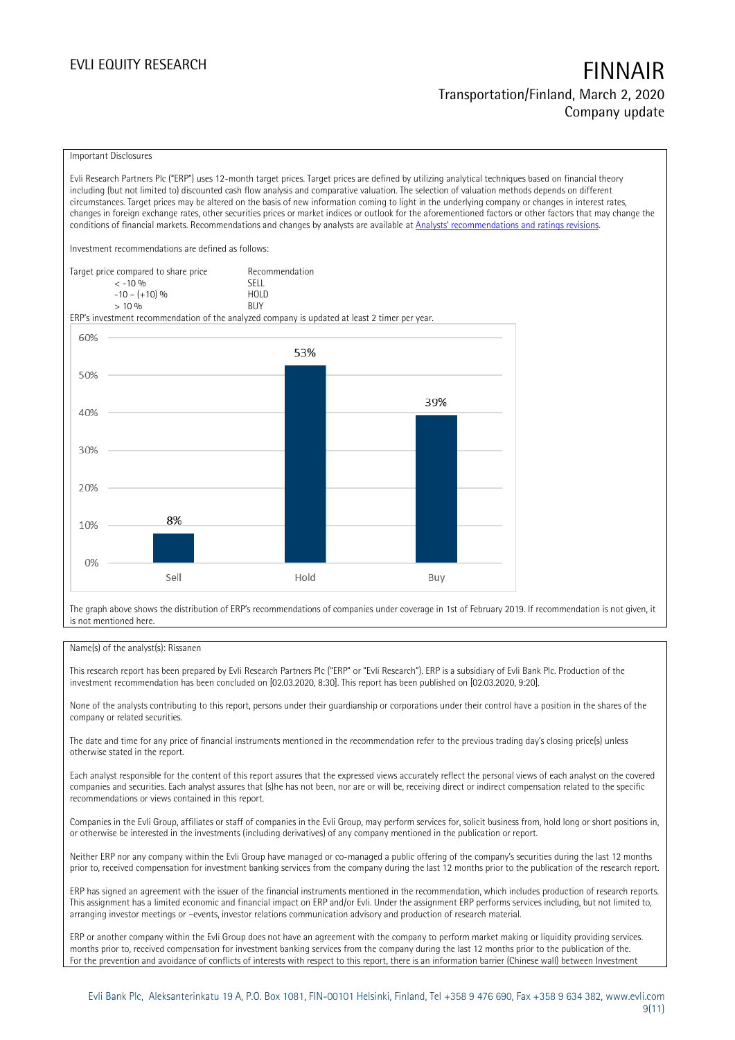Important Disclosures

Evli Research Partners Plc ("ERP") uses 12-month target prices. Target prices are defined by utilizing analytical techniques based on financial theory including (but not limited to) discounted cash flow analysis and comparative valuation. The selection of valuation methods depends on different circumstances. Target prices may be altered on the basis of new information coming to light in the underlying company or changes in interest rates, changes in foreign exchange rates, other securities prices or market indices or outlook for the aforementioned factors or other factors that may change the conditions of financial markets. Recommendations and changes by analysts are available at [Analysts' recommendations and ratings revisions](Analysts' recommendations and ratings revisions).

Investment recommendations are defined as follows:

| Target price compared to share price | Recommendation |
| --- | --- |
| < -10 % | SELL |
| -10 – (+10) % | HOLD |
| > 10 % | BUY |

ERP's investment recommendation of the analyzed company is updated at least 2 timer per year.

| | Sell | Hold | Buy |
| --- | --- | --- | --- |
| Share of recommendations | 8% | 53% | 39% |

The graph above shows the distribution of ERP's recommendations of companies under coverage in 1st of February 2019. If recommendation is not given, it is not mentioned here.

Name(s) of the analyst(s): Rissanen

This research report has been prepared by Evli Research Partners Plc ("ERP" or "Evli Research"). ERP is a subsidiary of Evli Bank Plc. Production of the investment recommendation has been concluded on [02.03.2020, 8:30]. This report has been published on [02.03.2020, 9:20].

None of the analysts contributing to this report, persons under their guardianship or corporations under their control have a position in the shares of the company or related securities.

The date and time for any price of financial instruments mentioned in the recommendation refer to the previous trading day's closing price(s) unless otherwise stated in the report.

Each analyst responsible for the content of this report assures that the expressed views accurately reflect the personal views of each analyst on the covered companies and securities. Each analyst assures that (s)he has not been, nor are or will be, receiving direct or indirect compensation related to the specific recommendations or views contained in this report.

Companies in the Evli Group, affiliates or staff of companies in the Evli Group, may perform services for, solicit business from, hold long or short positions in, or otherwise be interested in the investments (including derivatives) of any company mentioned in the publication or report.

Neither ERP nor any company within the Evli Group have managed or co-managed a public offering of the company's securities during the last 12 months prior to, received compensation for investment banking services from the company during the last 12 months prior to the publication of the research report.

ERP has signed an agreement with the issuer of the financial instruments mentioned in the recommendation, which includes production of research reports. This assignment has a limited economic and financial impact on ERP and/or Evli. Under the assignment ERP performs services including, but not limited to, arranging investor meetings or –events, investor relations communication advisory and production of research material.

ERP or another company within the Evli Group does not have an agreement with the company to perform market making or liquidity providing services. months prior to, received compensation for investment banking services from the company during the last 12 months prior to the publication of the. For the prevention and avoidance of conflicts of interests with respect to this report, there is an information barrier (Chinese wall) between Investment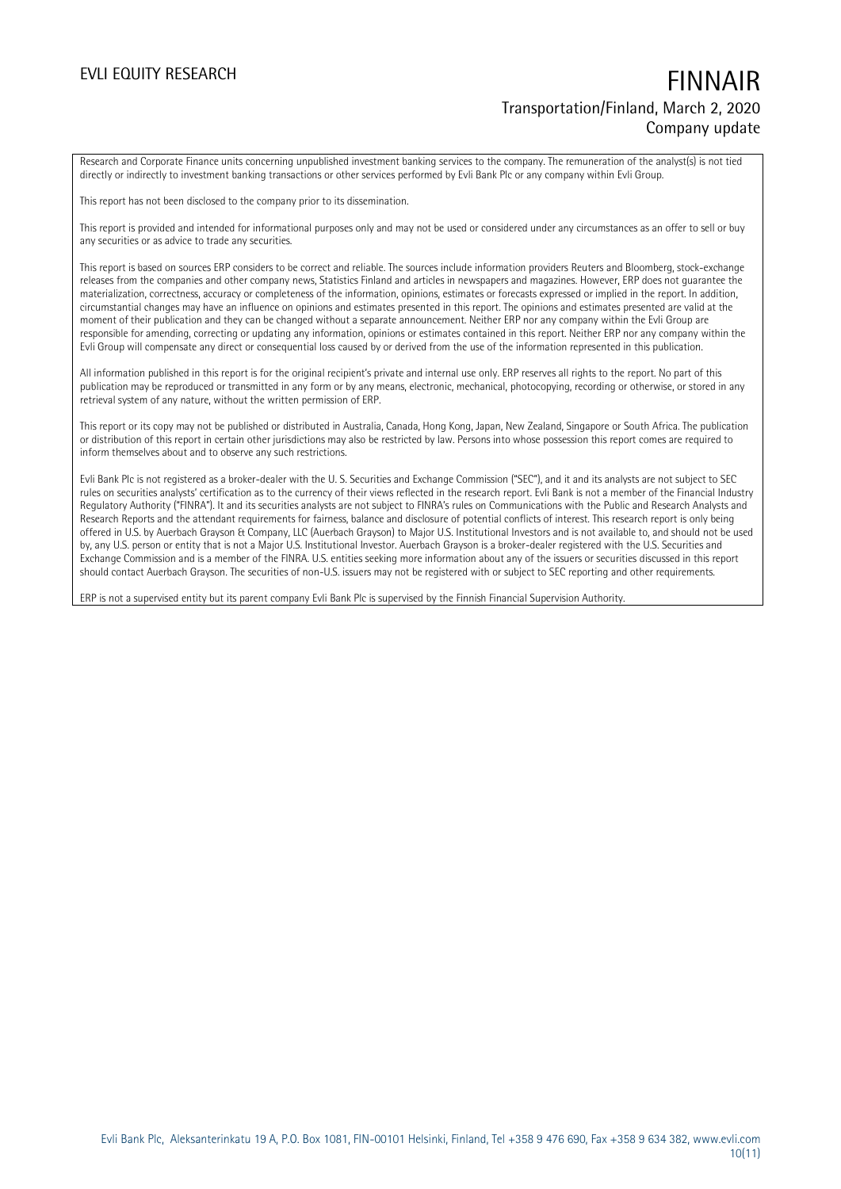Research and Corporate Finance units concerning unpublished investment banking services to the company. The remuneration of the analyst(s) is not tied directly or indirectly to investment banking transactions or other services performed by Evli Bank Plc or any company within Evli Group.

This report has not been disclosed to the company prior to its dissemination.

This report is provided and intended for informational purposes only and may not be used or considered under any circumstances as an offer to sell or buy any securities or as advice to trade any securities.

This report is based on sources ERP considers to be correct and reliable. The sources include information providers Reuters and Bloomberg, stock-exchange releases from the companies and other company news, Statistics Finland and articles in newspapers and magazines. However, ERP does not guarantee the materialization, correctness, accuracy or completeness of the information, opinions, estimates or forecasts expressed or implied in the report. In addition, circumstantial changes may have an influence on opinions and estimates presented in this report. The opinions and estimates presented are valid at the moment of their publication and they can be changed without a separate announcement. Neither ERP nor any company within the Evli Group are responsible for amending, correcting or updating any information, opinions or estimates contained in this report. Neither ERP nor any company within the Evli Group will compensate any direct or consequential loss caused by or derived from the use of the information represented in this publication.

All information published in this report is for the original recipient's private and internal use only. ERP reserves all rights to the report. No part of this publication may be reproduced or transmitted in any form or by any means, electronic, mechanical, photocopying, recording or otherwise, or stored in any retrieval system of any nature, without the written permission of ERP.

This report or its copy may not be published or distributed in Australia, Canada, Hong Kong, Japan, New Zealand, Singapore or South Africa. The publication or distribution of this report in certain other jurisdictions may also be restricted by law. Persons into whose possession this report comes are required to inform themselves about and to observe any such restrictions.

Evli Bank Plc is not registered as a broker-dealer with the U. S. Securities and Exchange Commission ("SEC"), and it and its analysts are not subject to SEC rules on securities analysts' certification as to the currency of their views reflected in the research report. Evli Bank is not a member of the Financial Industry Regulatory Authority ("FINRA"). It and its securities analysts are not subject to FINRA's rules on Communications with the Public and Research Analysts and Research Reports and the attendant requirements for fairness, balance and disclosure of potential conflicts of interest. This research report is only being offered in U.S. by Auerbach Grayson & Company, LLC (Auerbach Grayson) to Major U.S. Institutional Investors and is not available to, and should not be used by, any U.S. person or entity that is not a Major U.S. Institutional Investor. Auerbach Grayson is a broker-dealer registered with the U.S. Securities and Exchange Commission and is a member of the FINRA. U.S. entities seeking more information about any of the issuers or securities discussed in this report should contact Auerbach Grayson. The securities of non-U.S. issuers may not be registered with or subject to SEC reporting and other requirements.

ERP is not a supervised entity but its parent company Evli Bank Plc is supervised by the Finnish Financial Supervision Authority.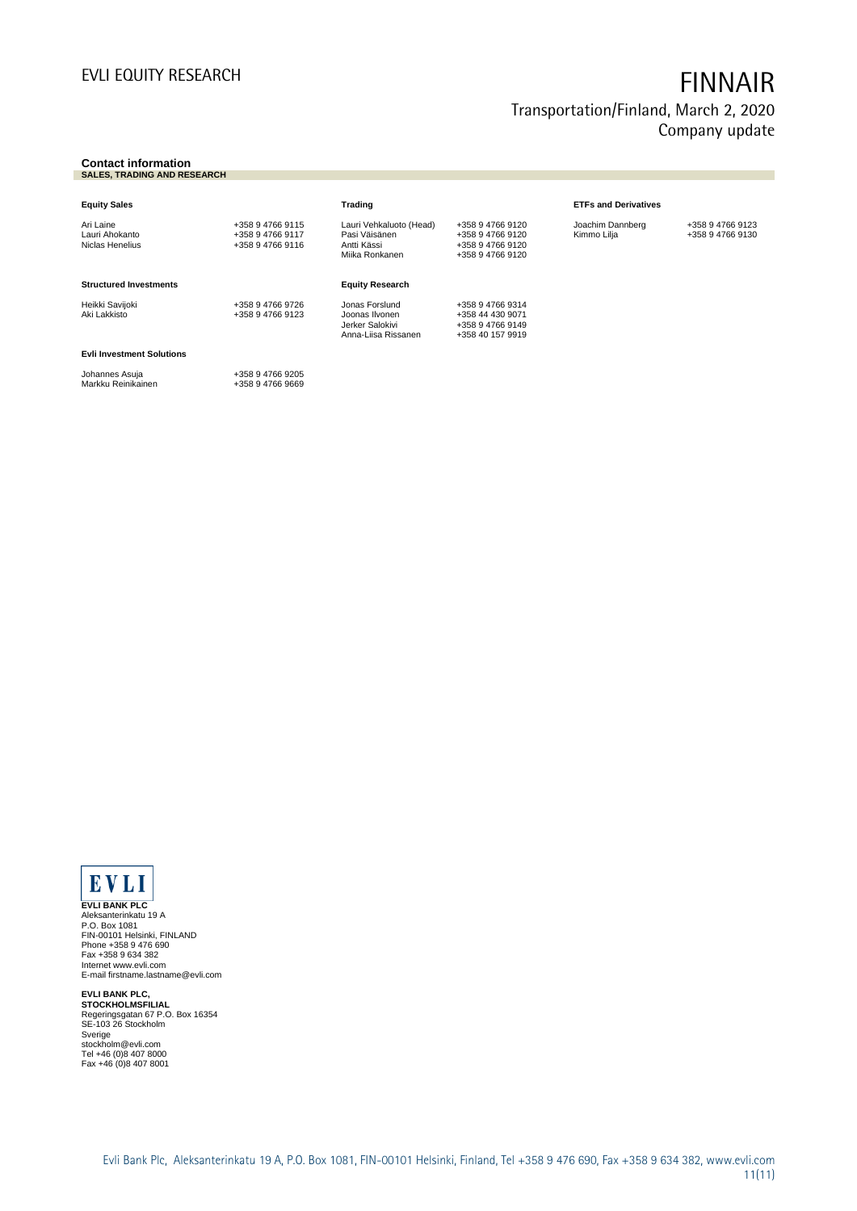## Contact information

**SALES, TRADING AND RESEARCH**

**Equity Sales**

| | |
|---|---|
| Ari Laine | +358 9 4766 9115 |
| Lauri Ahokanto | +358 9 4766 9117 |
| Niclas Henelius | +358 9 4766 9116 |

**Trading**

| | |
|---|---|
| Lauri Vehkaluoto (Head) | +358 9 4766 9120 |
| Pasi Väisänen | +358 9 4766 9120 |
| Antti Kässi | +358 9 4766 9120 |
| Miika Ronkanen | +358 9 4766 9120 |

**ETFs and Derivatives**

| | |
|---|---|
| Joachim Dannberg | +358 9 4766 9123 |
| Kimmo Lilja | +358 9 4766 9130 |

**Structured Investments**

| | |
|---|---|
| Heikki Savijoki | +358 9 4766 9726 |
| Aki Lakkisto | +358 9 4766 9123 |

**Equity Research**

| | |
|---|---|
| Jonas Forslund | +358 9 4766 9314 |
| Joonas Ilvonen | +358 44 430 9071 |
| Jerker Salokivi | +358 9 4766 9149 |
| Anna-Liisa Rissanen | +358 40 157 9919 |

**Evli Investment Solutions**

| | |
|---|---|
| Johannes Asuja | +358 9 4766 9205 |
| Markku Reinikainen | +358 9 4766 9669 |

EVLI

**EVLI BANK PLC**
Aleksanterinkatu 19 A
P.O. Box 1081
FIN-00101 Helsinki, FINLAND
Phone +358 9 476 690
Fax +358 9 634 382
Internet www.evli.com
E-mail firstname.lastname@evli.com

**EVLI BANK PLC, STOCKHOLMSFILIAL**
Regeringsgatan 67 P.O. Box 16354
SE-103 26 Stockholm
Sverige
stockholm@evli.com
Tel +46 (0)8 407 8000
Fax +46 (0)8 407 8001